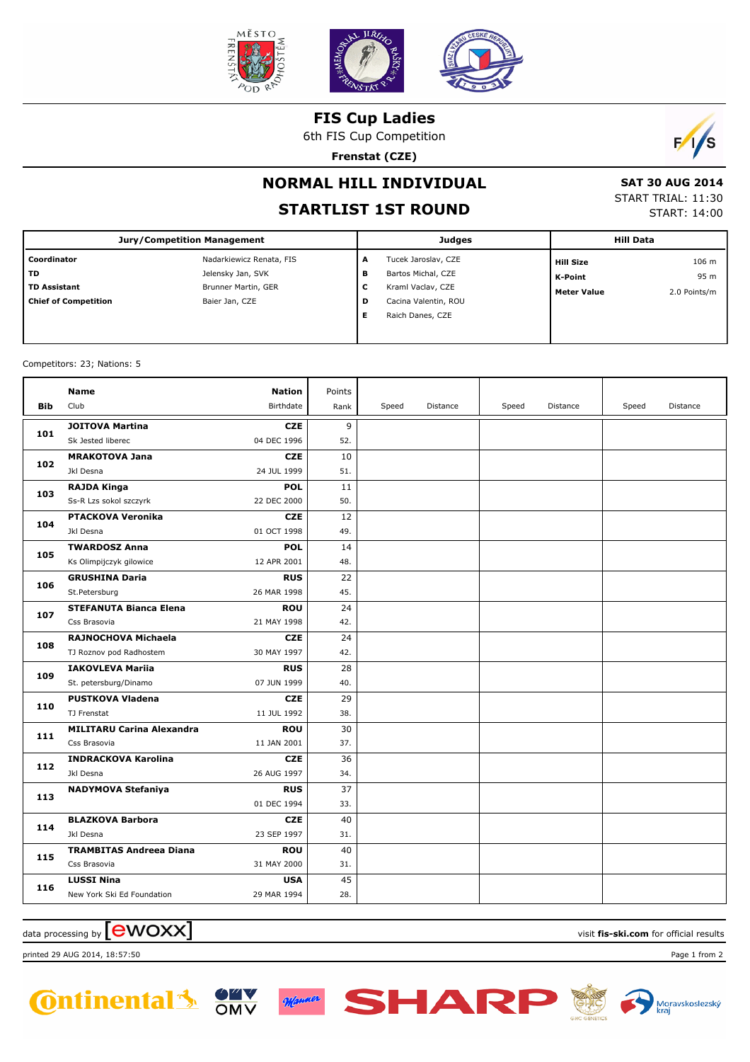# FIS Cup Ladies

6th FIS Cup Competition

**Frenstat (CZE)**

## NORMAL HILL INDIVIDUAL

## STARTLIST 1ST ROUND

**SAT 30 AUG 2014**
START TRIAL: 11:30
START: 14:00

| Jury/Competition Management | | Judges | | Hill Data | |
|---|---|---|---|---|---|
| **Coordinator** | Nadarkiewicz Renata, FIS | **A** | Tucek Jaroslav, CZE | **Hill Size** | 106 m |
| **TD** | Jelensky Jan, SVK | **B** | Bartos Michal, CZE | **K-Point** | 95 m |
| **TD Assistant** | Brunner Martin, GER | **C** | Kraml Vaclav, CZE | **Meter Value** | 2.0 Points/m |
| **Chief of Competition** | Baier Jan, CZE | **D** | Cacina Valentin, ROU | | |
| | | **E** | Raich Danes, CZE | | |

Competitors: 23; Nations: 5

| Bib | Name / Club | Nation / Birthdate | Points / Rank | Speed | Distance | Speed | Distance | Speed | Distance |
|---|---|---|---|---|---|---|---|---|---|
| 101 | **JOITOVA Martina**<br>Sk Jested liberec | **CZE**<br>04 DEC 1996 | 9<br>52. | | | | | | |
| 102 | **MRAKOTOVA Jana**<br>Jkl Desna | **CZE**<br>24 JUL 1999 | 10<br>51. | | | | | | |
| 103 | **RAJDA Kinga**<br>Ss-R Lzs sokol szczyrk | **POL**<br>22 DEC 2000 | 11<br>50. | | | | | | |
| 104 | **PTACKOVA Veronika**<br>Jkl Desna | **CZE**<br>01 OCT 1998 | 12<br>49. | | | | | | |
| 105 | **TWARDOSZ Anna**<br>Ks Olimpijczyk gilowice | **POL**<br>12 APR 2001 | 14<br>48. | | | | | | |
| 106 | **GRUSHINA Daria**<br>St.Petersburg | **RUS**<br>26 MAR 1998 | 22<br>45. | | | | | | |
| 107 | **STEFANUTA Bianca Elena**<br>Css Brasovia | **ROU**<br>21 MAY 1998 | 24<br>42. | | | | | | |
| 108 | **RAJNOCHOVA Michaela**<br>TJ Roznov pod Radhostem | **CZE**<br>30 MAY 1997 | 24<br>42. | | | | | | |
| 109 | **IAKOVLEVA Mariia**<br>St. petersburg/Dinamo | **RUS**<br>07 JUN 1999 | 28<br>40. | | | | | | |
| 110 | **PUSTKOVA Vladena**<br>TJ Frenstat | **CZE**<br>11 JUL 1992 | 29<br>38. | | | | | | |
| 111 | **MILITARU Carina Alexandra**<br>Css Brasovia | **ROU**<br>11 JAN 2001 | 30<br>37. | | | | | | |
| 112 | **INDRACKOVA Karolina**<br>Jkl Desna | **CZE**<br>26 AUG 1997 | 36<br>34. | | | | | | |
| 113 | **NADYMOVA Stefaniya** | **RUS**<br>01 DEC 1994 | 37<br>33. | | | | | | |
| 114 | **BLAZKOVA Barbora**<br>Jkl Desna | **CZE**<br>23 SEP 1997 | 40<br>31. | | | | | | |
| 115 | **TRAMBITAS Andreea Diana**<br>Css Brasovia | **ROU**<br>31 MAY 2000 | 40<br>31. | | | | | | |
| 116 | **LUSSI Nina**<br>New York Ski Ed Foundation | **USA**<br>29 MAR 1994 | 45<br>28. | | | | | | |

data processing by ewoxx — visit **fis-ski.com** for official results

printed 29 AUG 2014, 18:57:50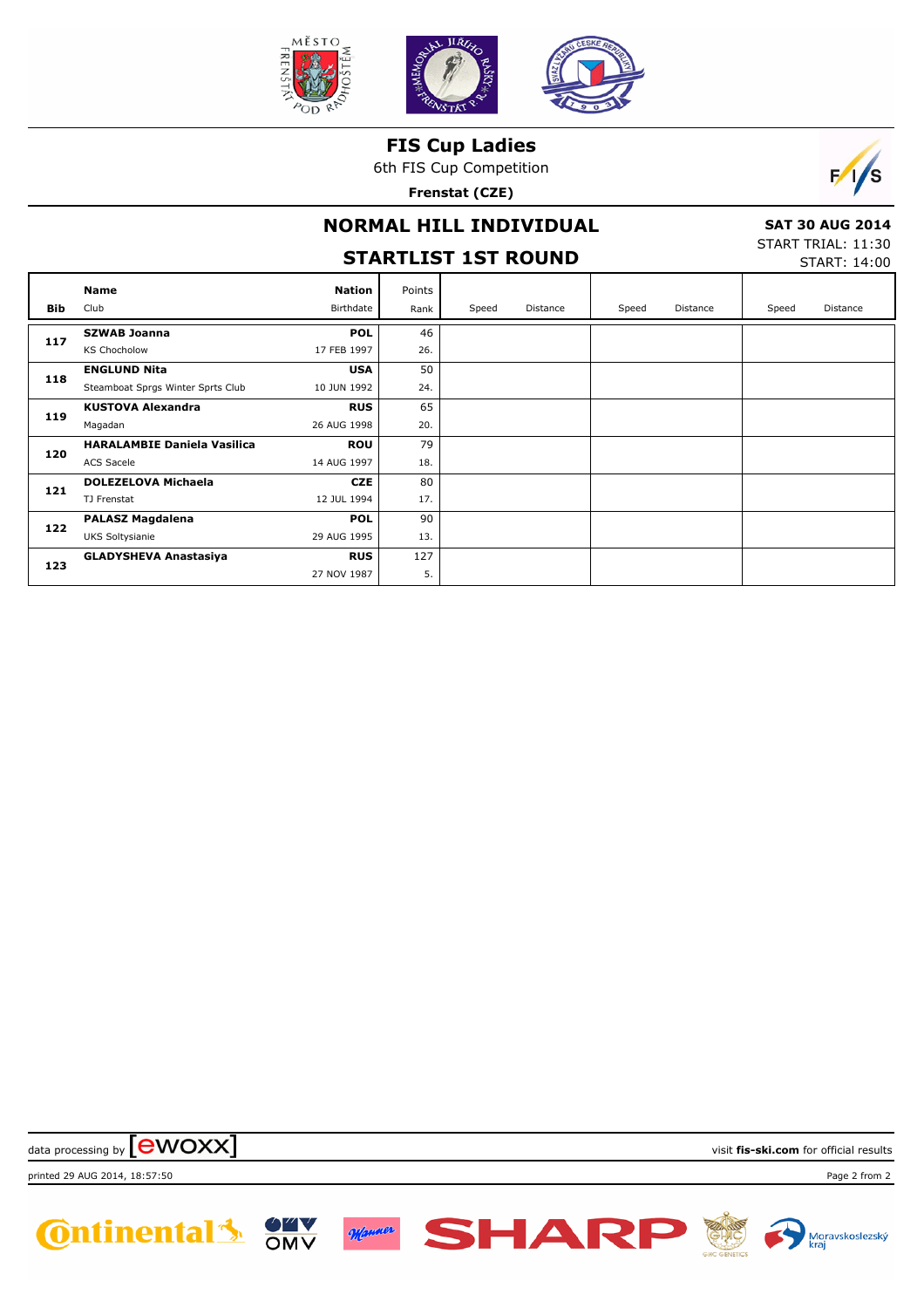## FIS Cup Ladies

6th FIS Cup Competition

**Frenstat (CZE)**

## NORMAL HILL INDIVIDUAL

### STARTLIST 1ST ROUND

**SAT 30 AUG 2014**
START TRIAL: 11:30
START: 14:00

| Bib | Name / Club | Nation / Birthdate | Points / Rank | Speed | Distance | Speed | Distance | Speed | Distance |
|---|---|---|---|---|---|---|---|---|---|
| 117 | **SZWAB Joanna**<br>KS Chocholow | **POL**<br>17 FEB 1997 | 46<br>26. | | | | | | |
| 118 | **ENGLUND Nita**<br>Steamboat Sprgs Winter Sprts Club | **USA**<br>10 JUN 1992 | 50<br>24. | | | | | | |
| 119 | **KUSTOVA Alexandra**<br>Magadan | **RUS**<br>26 AUG 1998 | 65<br>20. | | | | | | |
| 120 | **HARALAMBIE Daniela Vasilica**<br>ACS Sacele | **ROU**<br>14 AUG 1997 | 79<br>18. | | | | | | |
| 121 | **DOLEZELOVA Michaela**<br>TJ Frenstat | **CZE**<br>12 JUL 1994 | 80<br>17. | | | | | | |
| 122 | **PALASZ Magdalena**<br>UKS Soltysianie | **POL**<br>29 AUG 1995 | 90<br>13. | | | | | | |
| 123 | **GLADYSHEVA Anastasiya** | **RUS**<br>27 NOV 1987 | 127<br>5. | | | | | | |

data processing by ewoxx — visit **fis-ski.com** for official results

printed 29 AUG 2014, 18:57:50